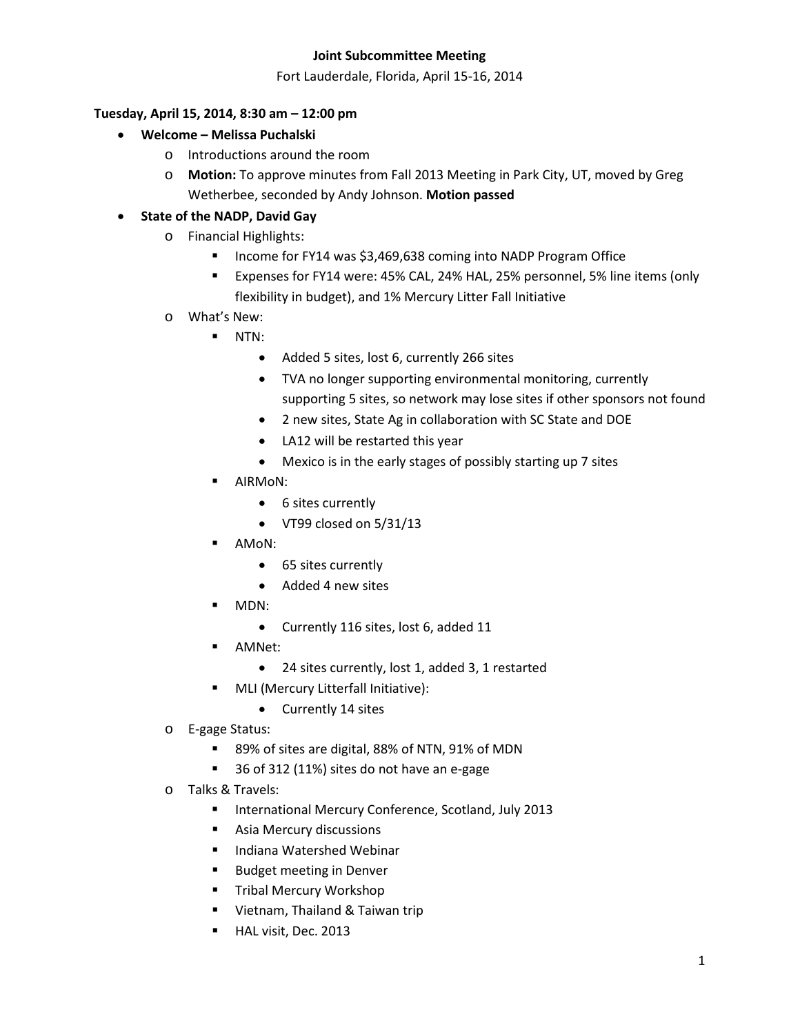# Joint Subcommittee Meeting

Fort Lauderdale, Florida, April 15-16, 2014

**Tuesday, April 15, 2014, 8:30 am – 12:00 pm**

- **Welcome – Melissa Puchalski**
  - Introductions around the room
  - **Motion:** To approve minutes from Fall 2013 Meeting in Park City, UT, moved by Greg Wetherbee, seconded by Andy Johnson. **Motion passed**
- **State of the NADP, David Gay**
  - Financial Highlights:
    - Income for FY14 was $3,469,638 coming into NADP Program Office
    - Expenses for FY14 were: 45% CAL, 24% HAL, 25% personnel, 5% line items (only flexibility in budget), and 1% Mercury Litter Fall Initiative
  - What's New:
    - NTN:
      - Added 5 sites, lost 6, currently 266 sites
      - TVA no longer supporting environmental monitoring, currently supporting 5 sites, so network may lose sites if other sponsors not found
      - 2 new sites, State Ag in collaboration with SC State and DOE
      - LA12 will be restarted this year
      - Mexico is in the early stages of possibly starting up 7 sites
    - AIRMoN:
      - 6 sites currently
      - VT99 closed on 5/31/13
    - AMoN:
      - 65 sites currently
      - Added 4 new sites
    - MDN:
      - Currently 116 sites, lost 6, added 11
    - AMNet:
      - 24 sites currently, lost 1, added 3, 1 restarted
    - MLI (Mercury Litterfall Initiative):
      - Currently 14 sites
  - E-gage Status:
    - 89% of sites are digital, 88% of NTN, 91% of MDN
    - 36 of 312 (11%) sites do not have an e-gage
  - Talks & Travels:
    - International Mercury Conference, Scotland, July 2013
    - Asia Mercury discussions
    - Indiana Watershed Webinar
    - Budget meeting in Denver
    - Tribal Mercury Workshop
    - Vietnam, Thailand & Taiwan trip
    - HAL visit, Dec. 2013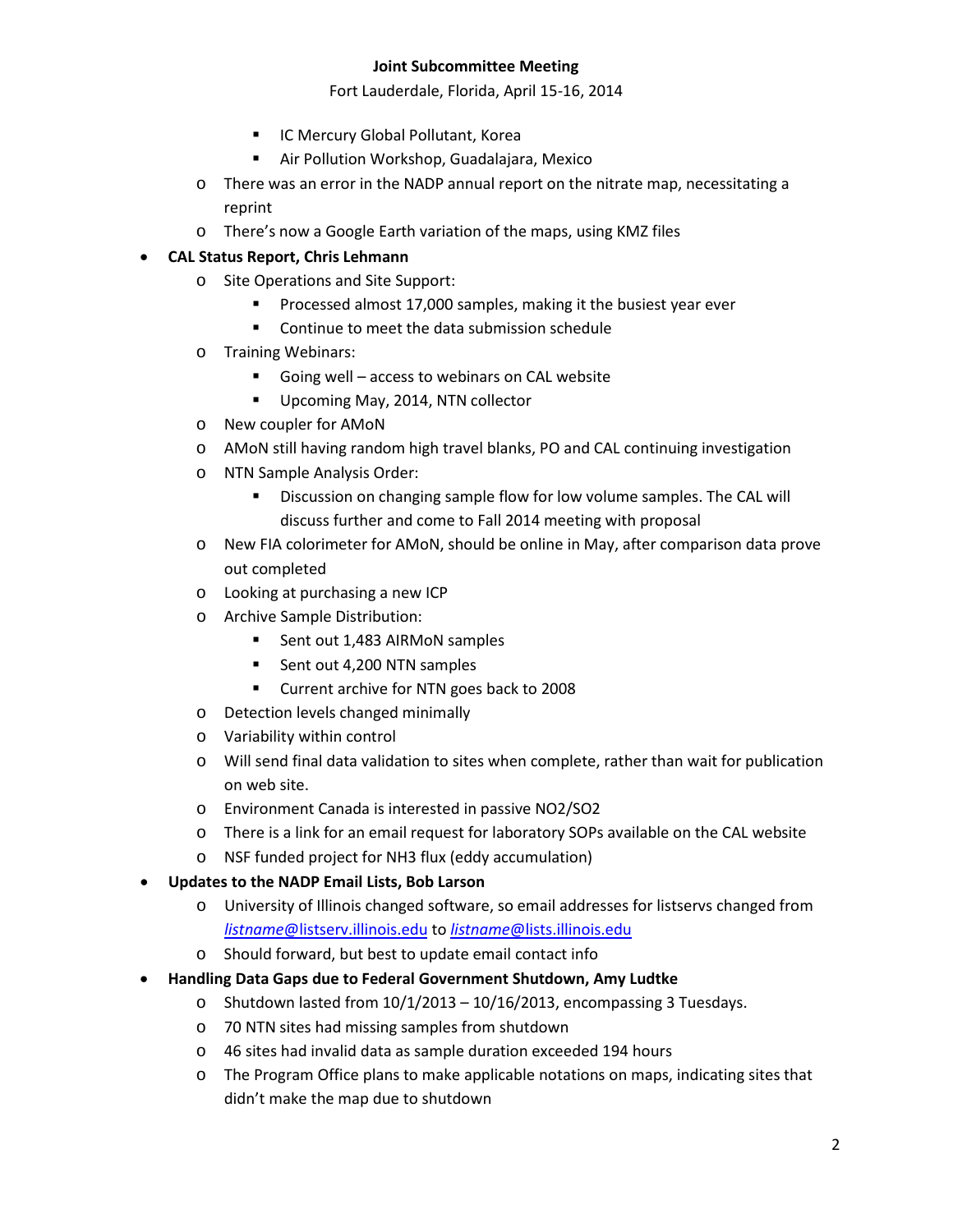- IC Mercury Global Pollutant, Korea
      - Air Pollution Workshop, Guadalajara, Mexico
  - There was an error in the NADP annual report on the nitrate map, necessitating a reprint
  - There's now a Google Earth variation of the maps, using KMZ files
- **CAL Status Report, Chris Lehmann**
  - Site Operations and Site Support:
    - Processed almost 17,000 samples, making it the busiest year ever
    - Continue to meet the data submission schedule
  - Training Webinars:
    - Going well – access to webinars on CAL website
    - Upcoming May, 2014, NTN collector
  - New coupler for AMoN
  - AMoN still having random high travel blanks, PO and CAL continuing investigation
  - NTN Sample Analysis Order:
    - Discussion on changing sample flow for low volume samples. The CAL will discuss further and come to Fall 2014 meeting with proposal
  - New FIA colorimeter for AMoN, should be online in May, after comparison data prove out completed
  - Looking at purchasing a new ICP
  - Archive Sample Distribution:
    - Sent out 1,483 AIRMoN samples
    - Sent out 4,200 NTN samples
    - Current archive for NTN goes back to 2008
  - Detection levels changed minimally
  - Variability within control
  - Will send final data validation to sites when complete, rather than wait for publication on web site.
  - Environment Canada is interested in passive $NO_2$/$SO_2$
  - There is a link for an email request for laboratory SOPs available on the CAL website
  - NSF funded project for $NH_3$ flux (eddy accumulation)
- **Updates to the NADP Email Lists, Bob Larson**
  - University of Illinois changed software, so email addresses for listservs changed from *listname*@listserv.illinois.edu to *listname*@lists.illinois.edu
  - Should forward, but best to update email contact info
- **Handling Data Gaps due to Federal Government Shutdown, Amy Ludtke**
  - Shutdown lasted from 10/1/2013 – 10/16/2013, encompassing 3 Tuesdays.
  - 70 NTN sites had missing samples from shutdown
  - 46 sites had invalid data as sample duration exceeded 194 hours
  - The Program Office plans to make applicable notations on maps, indicating sites that didn't make the map due to shutdown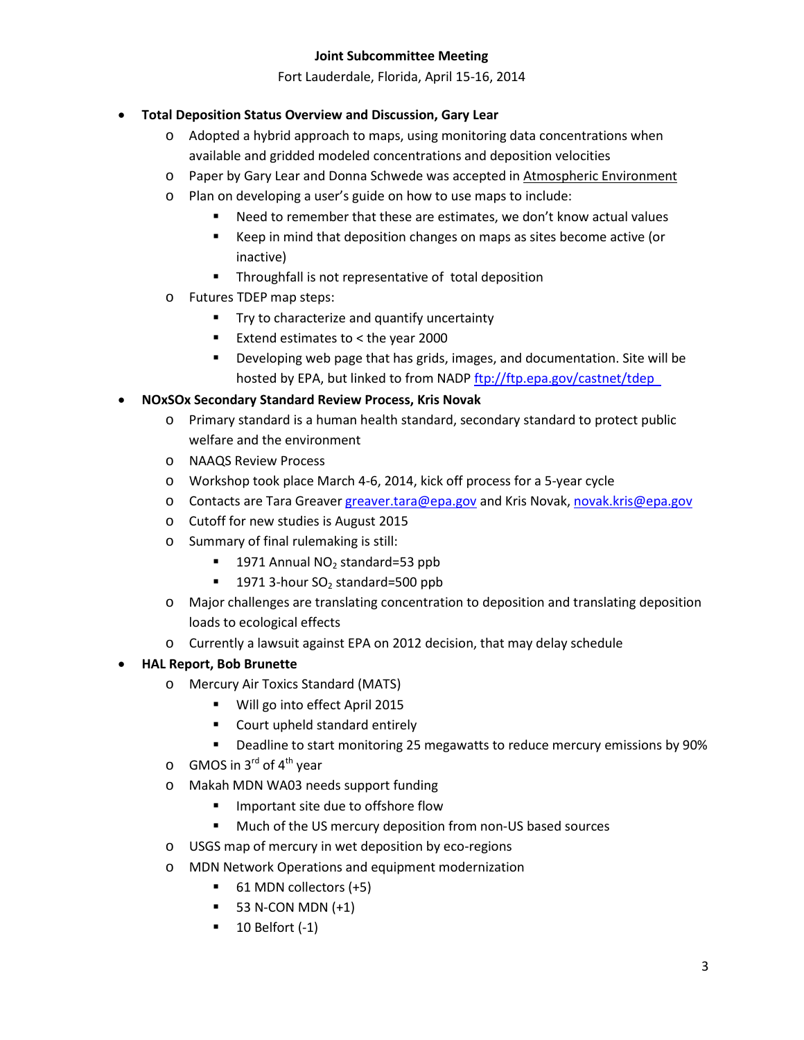**Joint Subcommittee Meeting**

Fort Lauderdale, Florida, April 15-16, 2014

- **Total Deposition Status Overview and Discussion, Gary Lear**
  - Adopted a hybrid approach to maps, using monitoring data concentrations when available and gridded modeled concentrations and deposition velocities
  - Paper by Gary Lear and Donna Schwede was accepted in Atmospheric Environment
  - Plan on developing a user's guide on how to use maps to include:
    - Need to remember that these are estimates, we don't know actual values
    - Keep in mind that deposition changes on maps as sites become active (or inactive)
    - Throughfall is not representative of total deposition
  - Futures TDEP map steps:
    - Try to characterize and quantify uncertainty
    - Extend estimates to < the year 2000
    - Developing web page that has grids, images, and documentation. Site will be hosted by EPA, but linked to from NADP ftp://ftp.epa.gov/castnet/tdep
- **NOxSOx Secondary Standard Review Process, Kris Novak**
  - Primary standard is a human health standard, secondary standard to protect public welfare and the environment
  - NAAQS Review Process
  - Workshop took place March 4-6, 2014, kick off process for a 5-year cycle
  - Contacts are Tara Greaver greaver.tara@epa.gov and Kris Novak, novak.kris@epa.gov
  - Cutoff for new studies is August 2015
  - Summary of final rulemaking is still:
    - 1971 Annual $NO_2$ standard=53 ppb
    - 1971 3-hour $SO_2$ standard=500 ppb
  - Major challenges are translating concentration to deposition and translating deposition loads to ecological effects
  - Currently a lawsuit against EPA on 2012 decision, that may delay schedule
- **HAL Report, Bob Brunette**
  - Mercury Air Toxics Standard (MATS)
    - Will go into effect April 2015
    - Court upheld standard entirely
    - Deadline to start monitoring 25 megawatts to reduce mercury emissions by 90%
  - GMOS in 3rd of 4th year
  - Makah MDN WA03 needs support funding
    - Important site due to offshore flow
    - Much of the US mercury deposition from non-US based sources
  - USGS map of mercury in wet deposition by eco-regions
  - MDN Network Operations and equipment modernization
    - 61 MDN collectors (+5)
    - 53 N-CON MDN (+1)
    - 10 Belfort (-1)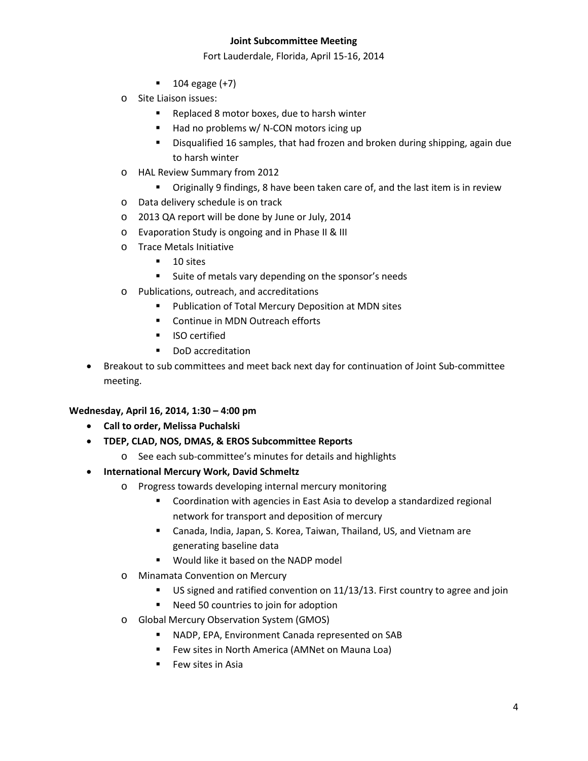- 104 egage (+7)
  - Site Liaison issues:
    - Replaced 8 motor boxes, due to harsh winter
    - Had no problems w/ N-CON motors icing up
    - Disqualified 16 samples, that had frozen and broken during shipping, again due to harsh winter
  - HAL Review Summary from 2012
    - Originally 9 findings, 8 have been taken care of, and the last item is in review
  - Data delivery schedule is on track
  - 2013 QA report will be done by June or July, 2014
  - Evaporation Study is ongoing and in Phase II & III
  - Trace Metals Initiative
    - 10 sites
    - Suite of metals vary depending on the sponsor's needs
  - Publications, outreach, and accreditations
    - Publication of Total Mercury Deposition at MDN sites
    - Continue in MDN Outreach efforts
    - ISO certified
    - DoD accreditation
- Breakout to sub committees and meet back next day for continuation of Joint Sub-committee meeting.

**Wednesday, April 16, 2014, 1:30 – 4:00 pm**

- **Call to order, Melissa Puchalski**
- **TDEP, CLAD, NOS, DMAS, & EROS Subcommittee Reports**
  - See each sub-committee's minutes for details and highlights
- **International Mercury Work, David Schmeltz**
  - Progress towards developing internal mercury monitoring
    - Coordination with agencies in East Asia to develop a standardized regional network for transport and deposition of mercury
    - Canada, India, Japan, S. Korea, Taiwan, Thailand, US, and Vietnam are generating baseline data
    - Would like it based on the NADP model
  - Minamata Convention on Mercury
    - US signed and ratified convention on 11/13/13. First country to agree and join
    - Need 50 countries to join for adoption
  - Global Mercury Observation System (GMOS)
    - NADP, EPA, Environment Canada represented on SAB
    - Few sites in North America (AMNet on Mauna Loa)
    - Few sites in Asia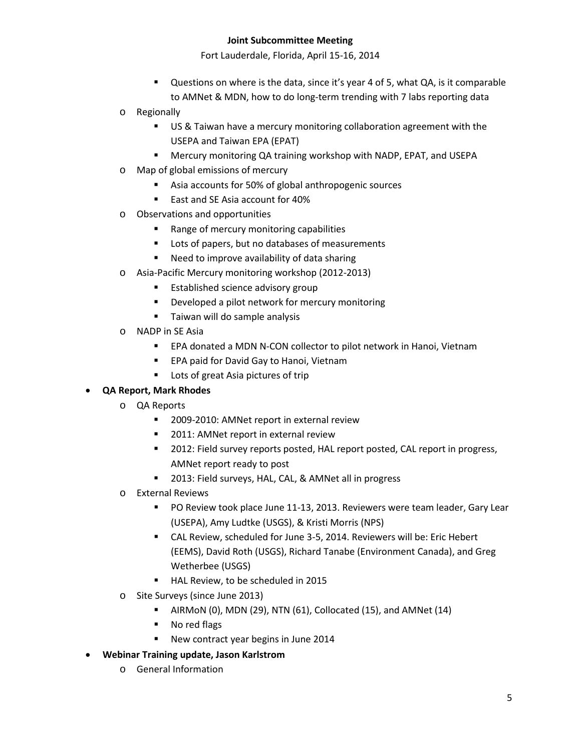- Questions on where is the data, since it's year 4 of 5, what QA, is it comparable to AMNet & MDN, how to do long-term trending with 7 labs reporting data
    - Regionally
        - US & Taiwan have a mercury monitoring collaboration agreement with the USEPA and Taiwan EPA (EPAT)
        - Mercury monitoring QA training workshop with NADP, EPAT, and USEPA
    - Map of global emissions of mercury
        - Asia accounts for 50% of global anthropogenic sources
        - East and SE Asia account for 40%
    - Observations and opportunities
        - Range of mercury monitoring capabilities
        - Lots of papers, but no databases of measurements
        - Need to improve availability of data sharing
    - Asia-Pacific Mercury monitoring workshop (2012-2013)
        - Established science advisory group
        - Developed a pilot network for mercury monitoring
        - Taiwan will do sample analysis
    - NADP in SE Asia
        - EPA donated a MDN N-CON collector to pilot network in Hanoi, Vietnam
        - EPA paid for David Gay to Hanoi, Vietnam
        - Lots of great Asia pictures of trip
- **QA Report, Mark Rhodes**
    - QA Reports
        - 2009-2010: AMNet report in external review
        - 2011: AMNet report in external review
        - 2012: Field survey reports posted, HAL report posted, CAL report in progress, AMNet report ready to post
        - 2013: Field surveys, HAL, CAL, & AMNet all in progress
    - External Reviews
        - PO Review took place June 11-13, 2013. Reviewers were team leader, Gary Lear (USEPA), Amy Ludtke (USGS), & Kristi Morris (NPS)
        - CAL Review, scheduled for June 3-5, 2014. Reviewers will be: Eric Hebert (EEMS), David Roth (USGS), Richard Tanabe (Environment Canada), and Greg Wetherbee (USGS)
        - HAL Review, to be scheduled in 2015
    - Site Surveys (since June 2013)
        - AIRMoN (0), MDN (29), NTN (61), Collocated (15), and AMNet (14)
        - No red flags
        - New contract year begins in June 2014
- **Webinar Training update, Jason Karlstrom**
    - General Information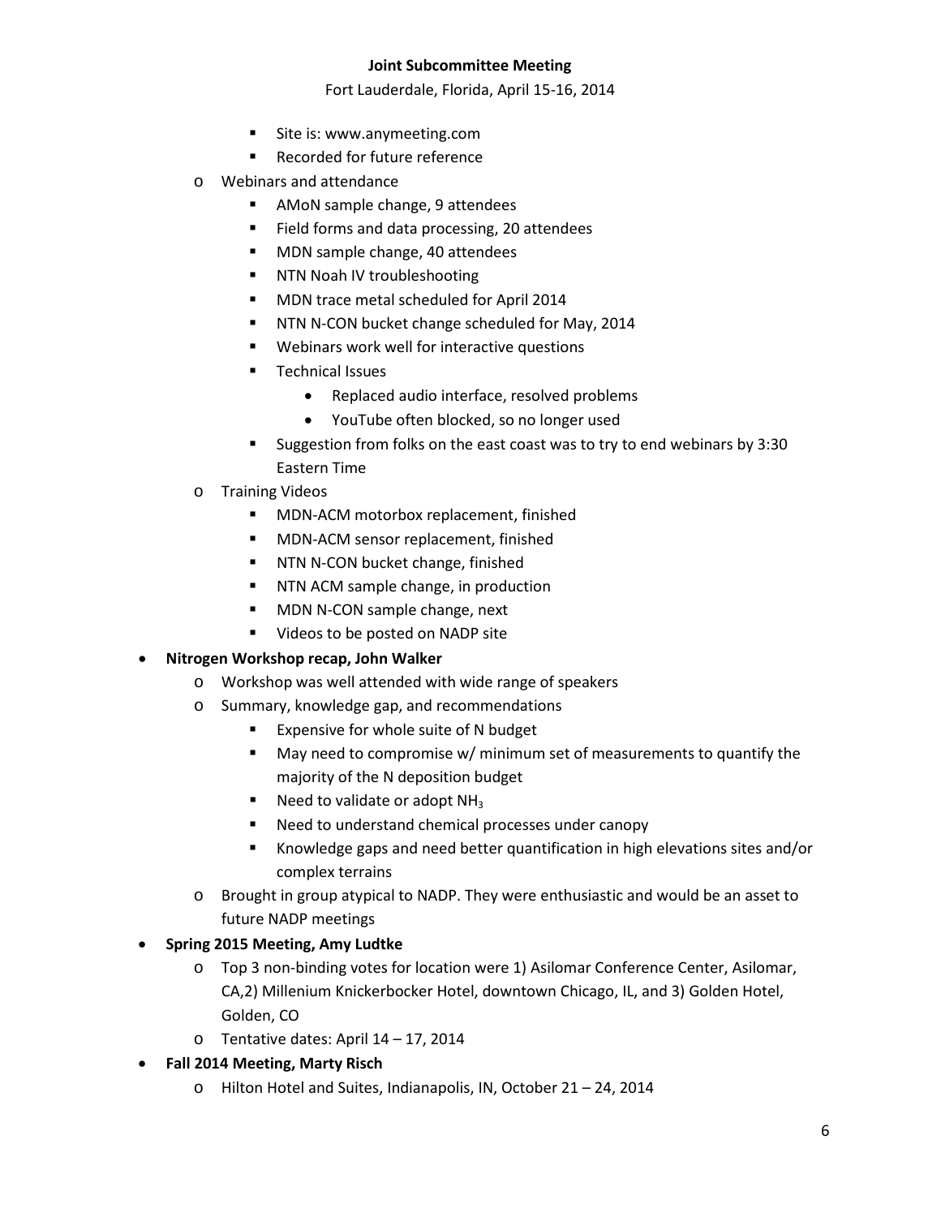- Site is: www.anymeeting.com
- Recorded for future reference
- Webinars and attendance
  - AMoN sample change, 9 attendees
  - Field forms and data processing, 20 attendees
  - MDN sample change, 40 attendees
  - NTN Noah IV troubleshooting
  - MDN trace metal scheduled for April 2014
  - NTN N-CON bucket change scheduled for May, 2014
  - Webinars work well for interactive questions
  - Technical Issues
    - Replaced audio interface, resolved problems
    - YouTube often blocked, so no longer used
  - Suggestion from folks on the east coast was to try to end webinars by 3:30 Eastern Time
- Training Videos
  - MDN-ACM motorbox replacement, finished
  - MDN-ACM sensor replacement, finished
  - NTN N-CON bucket change, finished
  - NTN ACM sample change, in production
  - MDN N-CON sample change, next
  - Videos to be posted on NADP site

- **Nitrogen Workshop recap, John Walker**
  - Workshop was well attended with wide range of speakers
  - Summary, knowledge gap, and recommendations
    - Expensive for whole suite of N budget
    - May need to compromise w/ minimum set of measurements to quantify the majority of the N deposition budget
    - Need to validate or adopt $NH_3$
    - Need to understand chemical processes under canopy
    - Knowledge gaps and need better quantification in high elevations sites and/or complex terrains
  - Brought in group atypical to NADP. They were enthusiastic and would be an asset to future NADP meetings
- **Spring 2015 Meeting, Amy Ludtke**
  - Top 3 non-binding votes for location were 1) Asilomar Conference Center, Asilomar, CA,2) Millenium Knickerbocker Hotel, downtown Chicago, IL, and 3) Golden Hotel, Golden, CO
  - Tentative dates: April 14 – 17, 2014
- **Fall 2014 Meeting, Marty Risch**
  - Hilton Hotel and Suites, Indianapolis, IN, October 21 – 24, 2014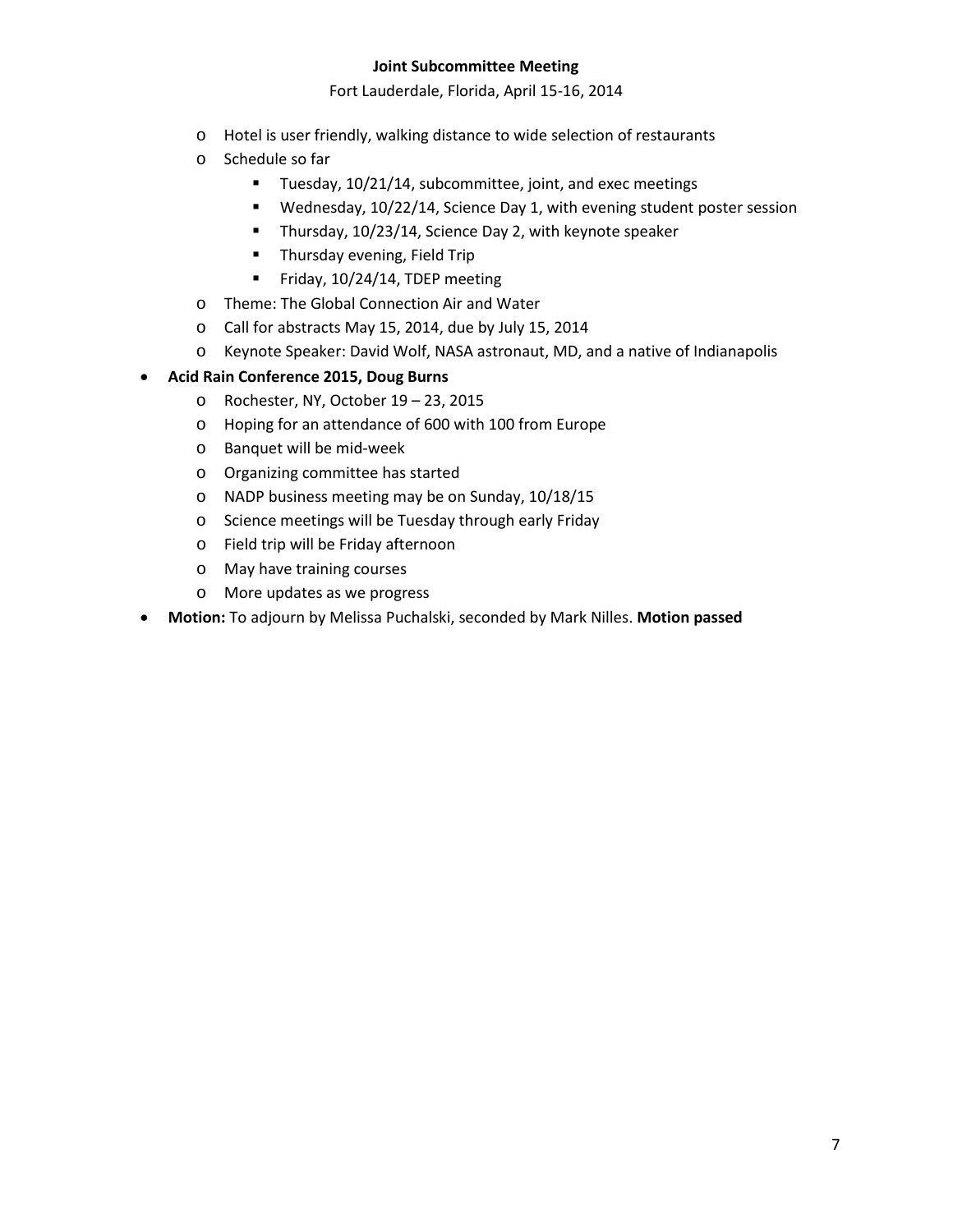- Hotel is user friendly, walking distance to wide selection of restaurants
  - Schedule so far
    - Tuesday, 10/21/14, subcommittee, joint, and exec meetings
    - Wednesday, 10/22/14, Science Day 1, with evening student poster session
    - Thursday, 10/23/14, Science Day 2, with keynote speaker
    - Thursday evening, Field Trip
    - Friday, 10/24/14, TDEP meeting
  - Theme: The Global Connection Air and Water
  - Call for abstracts May 15, 2014, due by July 15, 2014
  - Keynote Speaker: David Wolf, NASA astronaut, MD, and a native of Indianapolis
- **Acid Rain Conference 2015, Doug Burns**
  - Rochester, NY, October 19 – 23, 2015
  - Hoping for an attendance of 600 with 100 from Europe
  - Banquet will be mid-week
  - Organizing committee has started
  - NADP business meeting may be on Sunday, 10/18/15
  - Science meetings will be Tuesday through early Friday
  - Field trip will be Friday afternoon
  - May have training courses
  - More updates as we progress
- **Motion:** To adjourn by Melissa Puchalski, seconded by Mark Nilles. **Motion passed**